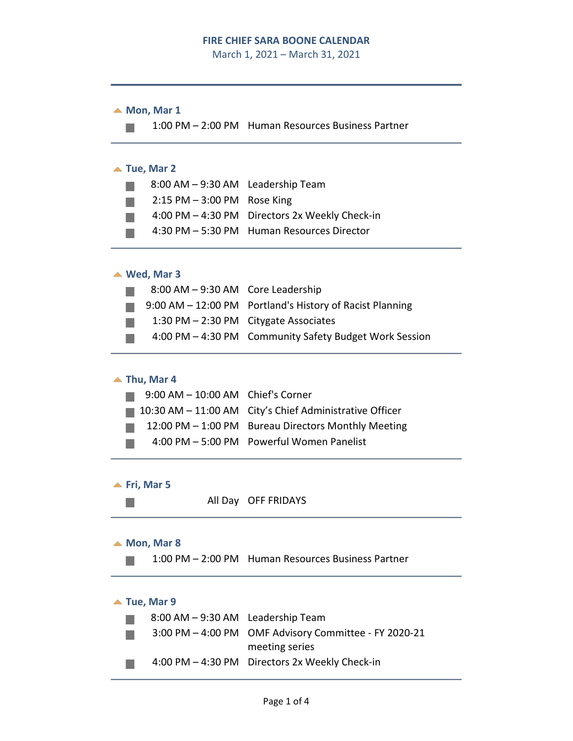# FIRE CHIEF SARA BOONE CALENDAR

March 1, 2021 – March 31, 2021

---

## Mon, Mar 1

- 1:00 PM – 2:00 PM Human Resources Business Partner

---

## Tue, Mar 2

- 8:00 AM – 9:30 AM Leadership Team
- 2:15 PM – 3:00 PM Rose King
- 4:00 PM – 4:30 PM Directors 2x Weekly Check-in
- 4:30 PM – 5:30 PM Human Resources Director

---

## Wed, Mar 3

- 8:00 AM – 9:30 AM Core Leadership
- 9:00 AM – 12:00 PM Portland's History of Racist Planning
- 1:30 PM – 2:30 PM Citygate Associates
- 4:00 PM – 4:30 PM Community Safety Budget Work Session

---

## Thu, Mar 4

- 9:00 AM – 10:00 AM Chief's Corner
- 10:30 AM – 11:00 AM City's Chief Administrative Officer
- 12:00 PM – 1:00 PM Bureau Directors Monthly Meeting
- 4:00 PM – 5:00 PM Powerful Women Panelist

---

## Fri, Mar 5

- All Day OFF FRIDAYS

---

## Mon, Mar 8

- 1:00 PM – 2:00 PM Human Resources Business Partner

---

## Tue, Mar 9

- 8:00 AM – 9:30 AM Leadership Team
- 3:00 PM – 4:00 PM OMF Advisory Committee - FY 2020-21 meeting series
- 4:00 PM – 4:30 PM Directors 2x Weekly Check-in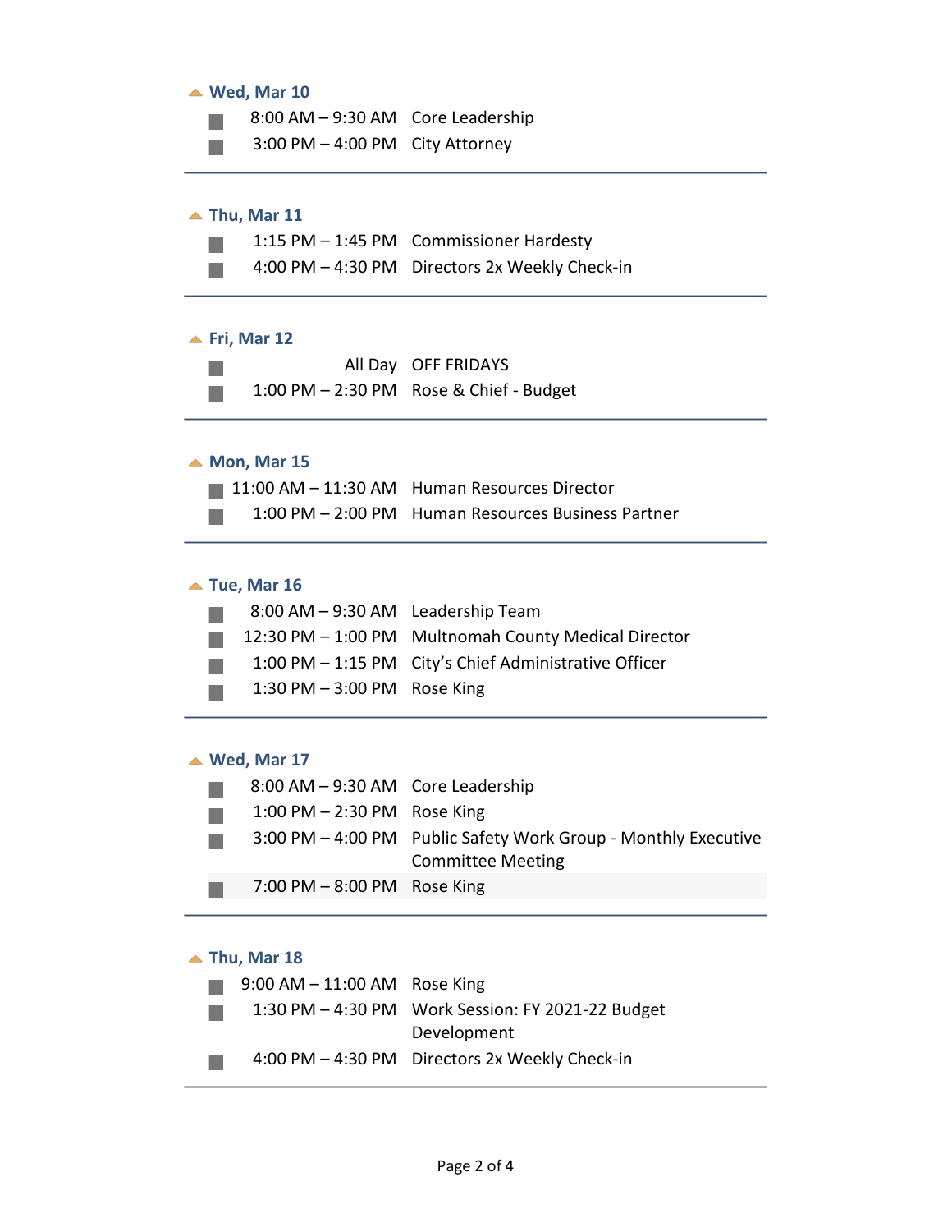### Wed, Mar 10

| | |
|---|---|
| 8:00 AM – 9:30 AM | Core Leadership |
| 3:00 PM – 4:00 PM | City Attorney |

### Thu, Mar 11

| | |
|---|---|
| 1:15 PM – 1:45 PM | Commissioner Hardesty |
| 4:00 PM – 4:30 PM | Directors 2x Weekly Check-in |

### Fri, Mar 12

| | |
|---|---|
| All Day | OFF FRIDAYS |
| 1:00 PM – 2:30 PM | Rose & Chief - Budget |

### Mon, Mar 15

| | |
|---|---|
| 11:00 AM – 11:30 AM | Human Resources Director |
| 1:00 PM – 2:00 PM | Human Resources Business Partner |

### Tue, Mar 16

| | |
|---|---|
| 8:00 AM – 9:30 AM | Leadership Team |
| 12:30 PM – 1:00 PM | Multnomah County Medical Director |
| 1:00 PM – 1:15 PM | City's Chief Administrative Officer |
| 1:30 PM – 3:00 PM | Rose King |

### Wed, Mar 17

| | |
|---|---|
| 8:00 AM – 9:30 AM | Core Leadership |
| 1:00 PM – 2:30 PM | Rose King |
| 3:00 PM – 4:00 PM | Public Safety Work Group - Monthly Executive Committee Meeting |
| 7:00 PM – 8:00 PM | Rose King |

### Thu, Mar 18

| | |
|---|---|
| 9:00 AM – 11:00 AM | Rose King |
| 1:30 PM – 4:30 PM | Work Session: FY 2021-22 Budget Development |
| 4:00 PM – 4:30 PM | Directors 2x Weekly Check-in |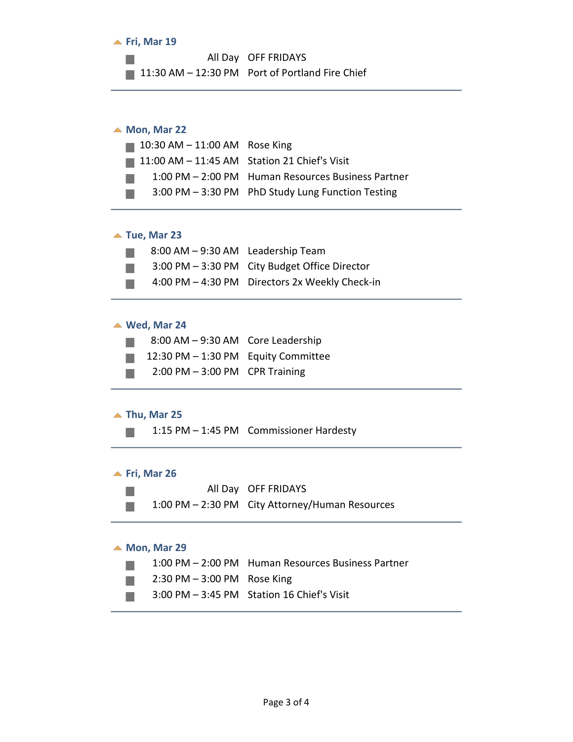### Fri, Mar 19

| | |
|---|---|
| All Day | OFF FRIDAYS |
| 11:30 AM – 12:30 PM | Port of Portland Fire Chief |

### Mon, Mar 22

| | |
|---|---|
| 10:30 AM – 11:00 AM | Rose King |
| 11:00 AM – 11:45 AM | Station 21 Chief's Visit |
| 1:00 PM – 2:00 PM | Human Resources Business Partner |
| 3:00 PM – 3:30 PM | PhD Study Lung Function Testing |

### Tue, Mar 23

| | |
|---|---|
| 8:00 AM – 9:30 AM | Leadership Team |
| 3:00 PM – 3:30 PM | City Budget Office Director |
| 4:00 PM – 4:30 PM | Directors 2x Weekly Check-in |

### Wed, Mar 24

| | |
|---|---|
| 8:00 AM – 9:30 AM | Core Leadership |
| 12:30 PM – 1:30 PM | Equity Committee |
| 2:00 PM – 3:00 PM | CPR Training |

### Thu, Mar 25

| | |
|---|---|
| 1:15 PM – 1:45 PM | Commissioner Hardesty |

### Fri, Mar 26

| | |
|---|---|
| All Day | OFF FRIDAYS |
| 1:00 PM – 2:30 PM | City Attorney/Human Resources |

### Mon, Mar 29

| | |
|---|---|
| 1:00 PM – 2:00 PM | Human Resources Business Partner |
| 2:30 PM – 3:00 PM | Rose King |
| 3:00 PM – 3:45 PM | Station 16 Chief's Visit |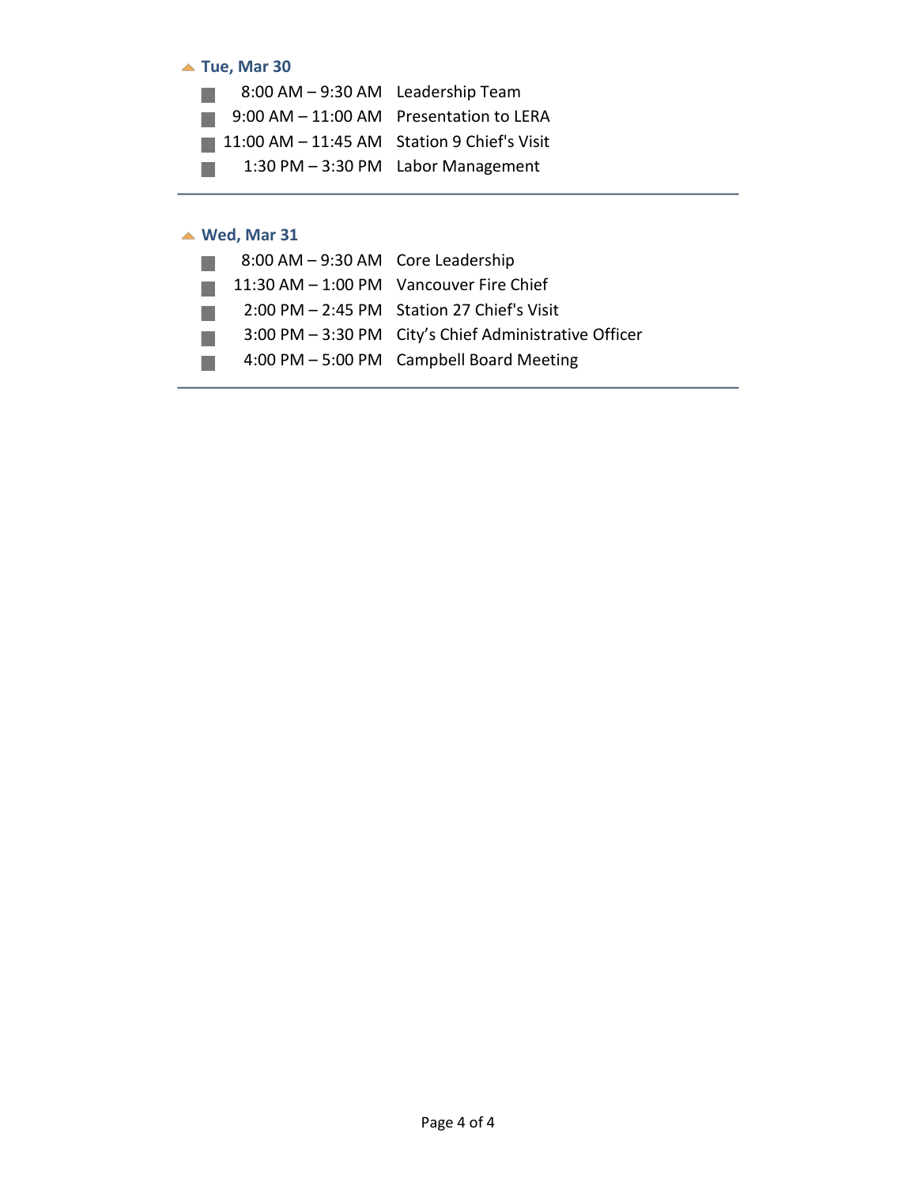## Tue, Mar 30

| | |
|---|---|
| 8:00 AM – 9:30 AM | Leadership Team |
| 9:00 AM – 11:00 AM | Presentation to LERA |
| 11:00 AM – 11:45 AM | Station 9 Chief's Visit |
| 1:30 PM – 3:30 PM | Labor Management |

## Wed, Mar 31

| | |
|---|---|
| 8:00 AM – 9:30 AM | Core Leadership |
| 11:30 AM – 1:00 PM | Vancouver Fire Chief |
| 2:00 PM – 2:45 PM | Station 27 Chief's Visit |
| 3:00 PM – 3:30 PM | City's Chief Administrative Officer |
| 4:00 PM – 5:00 PM | Campbell Board Meeting |